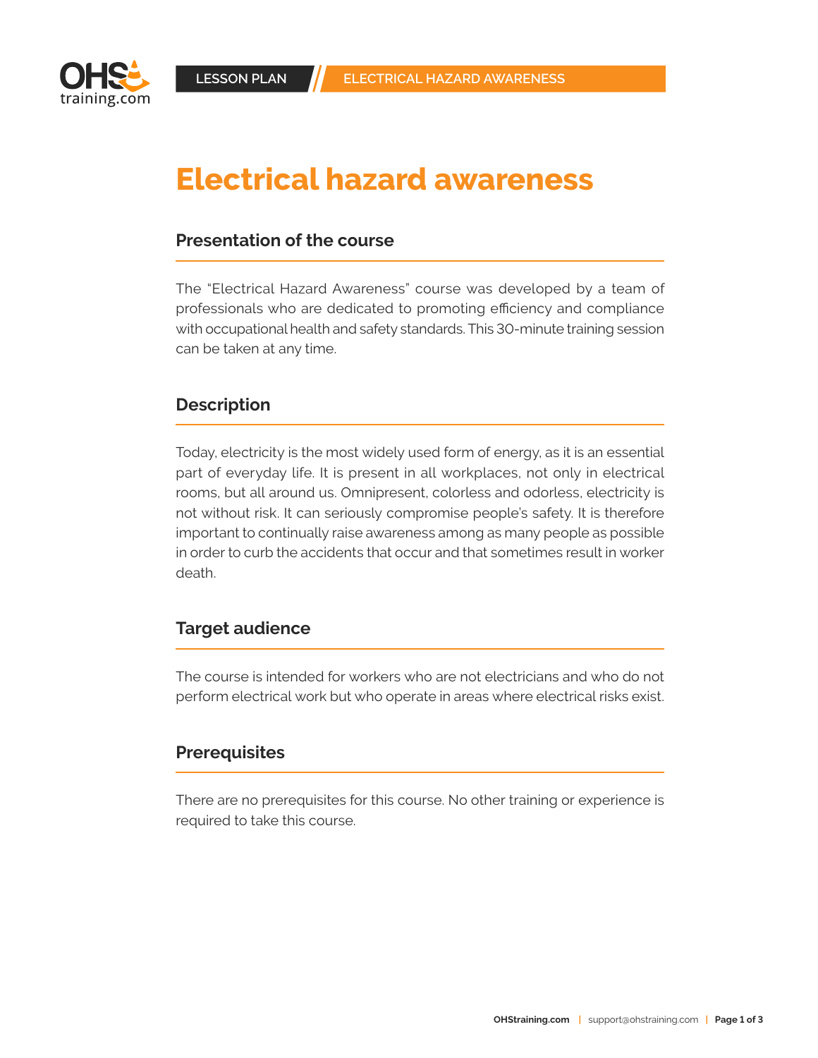# Electrical hazard awareness

## Presentation of the course

The “Electrical Hazard Awareness” course was developed by a team of professionals who are dedicated to promoting efficiency and compliance with occupational health and safety standards. This 30-minute training session can be taken at any time.

## Description

Today, electricity is the most widely used form of energy, as it is an essential part of everyday life. It is present in all workplaces, not only in electrical rooms, but all around us. Omnipresent, colorless and odorless, electricity is not without risk. It can seriously compromise people's safety. It is therefore important to continually raise awareness among as many people as possible in order to curb the accidents that occur and that sometimes result in worker death.

## Target audience

The course is intended for workers who are not electricians and who do not perform electrical work but who operate in areas where electrical risks exist.

## Prerequisites

There are no prerequisites for this course. No other training or experience is required to take this course.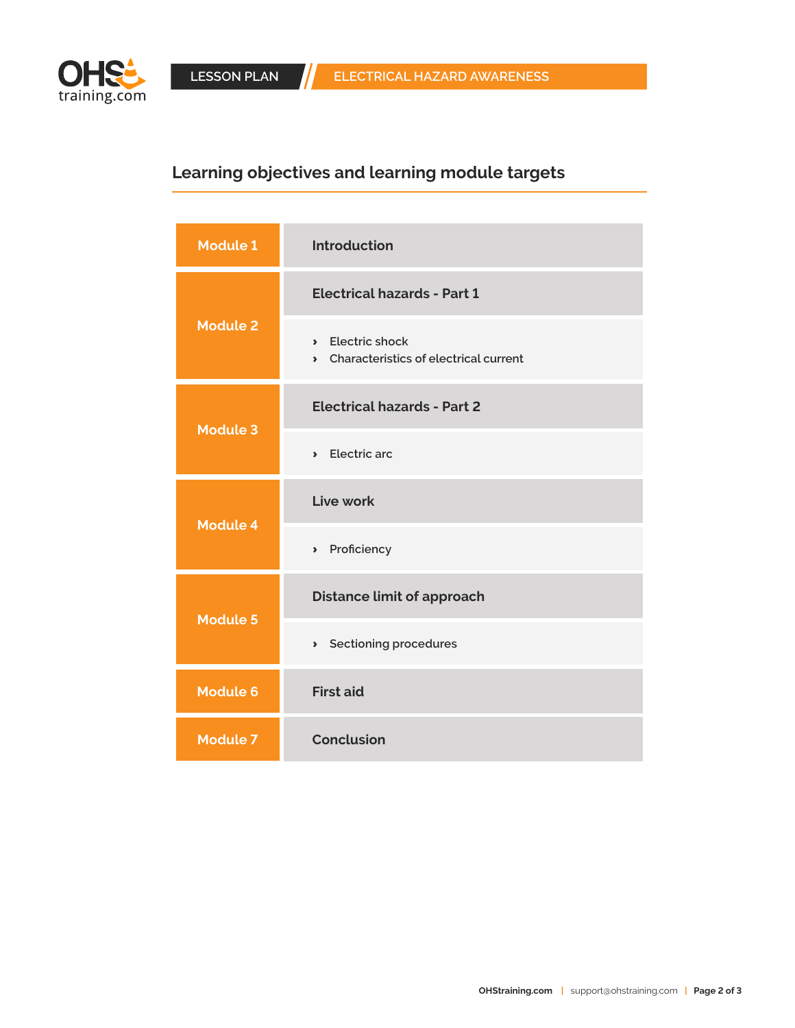## Learning objectives and learning module targets

| Module | Content |
| --- | --- |
| **Module 1** | **Introduction** |
| **Module 2** | **Electrical hazards - Part 1**<br>› Electric shock<br>› Characteristics of electrical current |
| **Module 3** | **Electrical hazards - Part 2**<br>› Electric arc |
| **Module 4** | **Live work**<br>› Proficiency |
| **Module 5** | **Distance limit of approach**<br>› Sectioning procedures |
| **Module 6** | **First aid** |
| **Module 7** | **Conclusion** |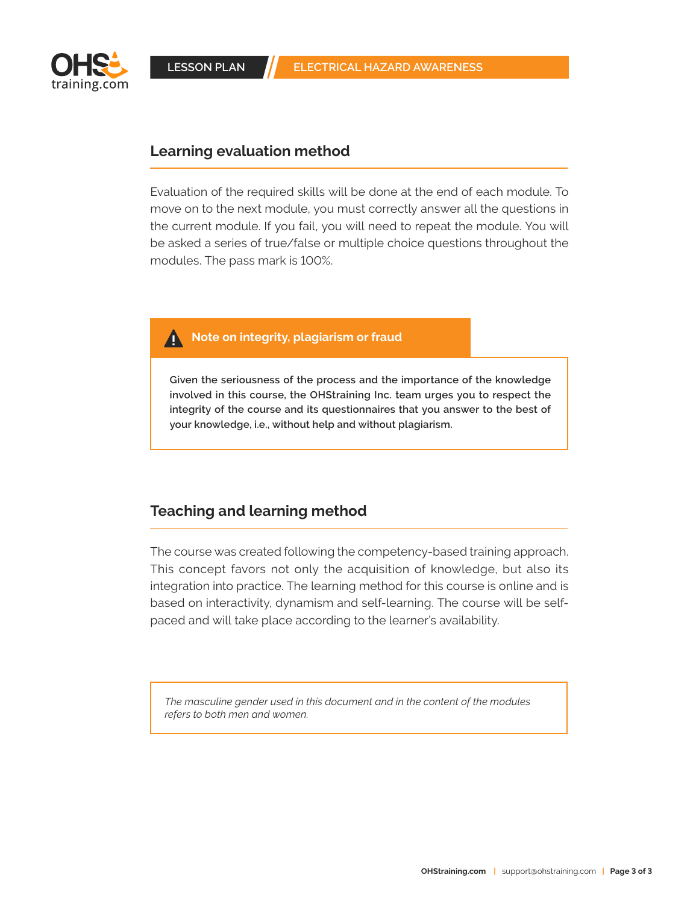## Learning evaluation method

Evaluation of the required skills will be done at the end of each module. To move on to the next module, you must correctly answer all the questions in the current module. If you fail, you will need to repeat the module. You will be asked a series of true/false or multiple choice questions throughout the modules. The pass mark is 100%.

### Note on integrity, plagiarism or fraud

**Given the seriousness of the process and the importance of the knowledge involved in this course, the OHStraining Inc. team urges you to respect the integrity of the course and its questionnaires that you answer to the best of your knowledge, i.e., without help and without plagiarism.**

## Teaching and learning method

The course was created following the competency-based training approach. This concept favors not only the acquisition of knowledge, but also its integration into practice. The learning method for this course is online and is based on interactivity, dynamism and self-learning. The course will be self-paced and will take place according to the learner's availability.

*The masculine gender used in this document and in the content of the modules refers to both men and women.*